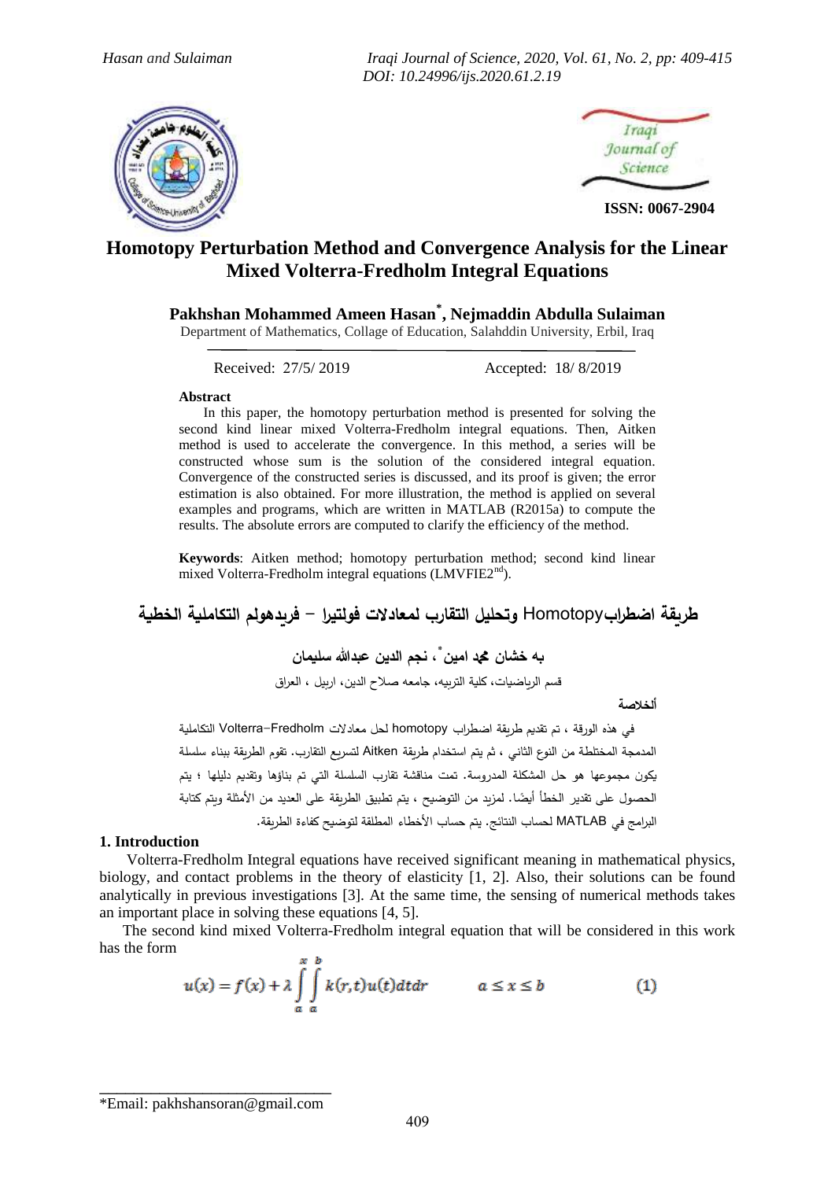ISSN: 0067-2904

# Homotopy Perturbation Method and Convergence Analysis for the Linear Mixed Volterra-Fredholm Integral Equations

**Pakhshan Mohammed Ameen Hasan*, Nejmaddin Abdulla Sulaiman**

Department of Mathematics, Collage of Education, Salahddin University, Erbil, Iraq

Received: 27/5/ 2019 Accepted: 18/ 8/2019

**Abstract**

In this paper, the homotopy perturbation method is presented for solving the second kind linear mixed Volterra-Fredholm integral equations. Then, Aitken method is used to accelerate the convergence. In this method, a series will be constructed whose sum is the solution of the considered integral equation. Convergence of the constructed series is discussed, and its proof is given; the error estimation is also obtained. For more illustration, the method is applied on several examples and programs, which are written in MATLAB (R2015a) to compute the results. The absolute errors are computed to clarify the efficiency of the method.

**Keywords**: Aitken method; homotopy perturbation method; second kind linear mixed Volterra-Fredholm integral equations (LMVFIE2[nd]).

## طريقة اضطرابHomotopy وتحليل التقارب لمعادلات فولتيرا – فريدهولم التكاملية الخطية

**به خشان محمد امين*، نجم الدين عبدالله سليمان**

قسم الرياضيات، كلية التربيه، جامعه صلاح الدين، اربيل ، العراق

**ألخلاصة**

في هذه الورقة ، تم تقديم طريقة اضطراب homotopy لحل معادلات Volterra-Fredholm التكاملية المدمجة المختلطة من النوع الثاني ، ثم يتم استخدام طريقة Aitken لتسريع التقارب. تقوم الطريقة ببناء سلسلة يكون مجموعها هو حل المشكلة المدروسة. تمت مناقشة تقارب السلسلة التي تم بناؤها وتقديم دليلها ؛ يتم الحصول على تقدير الخطأ أيضًا. لمزيد من التوضيح ، يتم تطبيق الطريقة على العديد من الأمثلة ويتم كتابة البرامج في MATLAB لحساب النتائج. يتم حساب الأخطاء المطلقة لتوضيح كفاءة الطريقة.

## 1. Introduction

Volterra-Fredholm Integral equations have received significant meaning in mathematical physics, biology, and contact problems in the theory of elasticity [1, 2]. Also, their solutions can be found analytically in previous investigations [3]. At the same time, the sensing of numerical methods takes an important place in solving these equations [4, 5].

The second kind mixed Volterra-Fredholm integral equation that will be considered in this work has the form

$$u(x) = f(x) + \lambda \int_a^x \int_a^b k(r,t)u(t)dtdr \qquad a \le x \le b \qquad (1)$$

*Email: pakhshansoran@gmail.com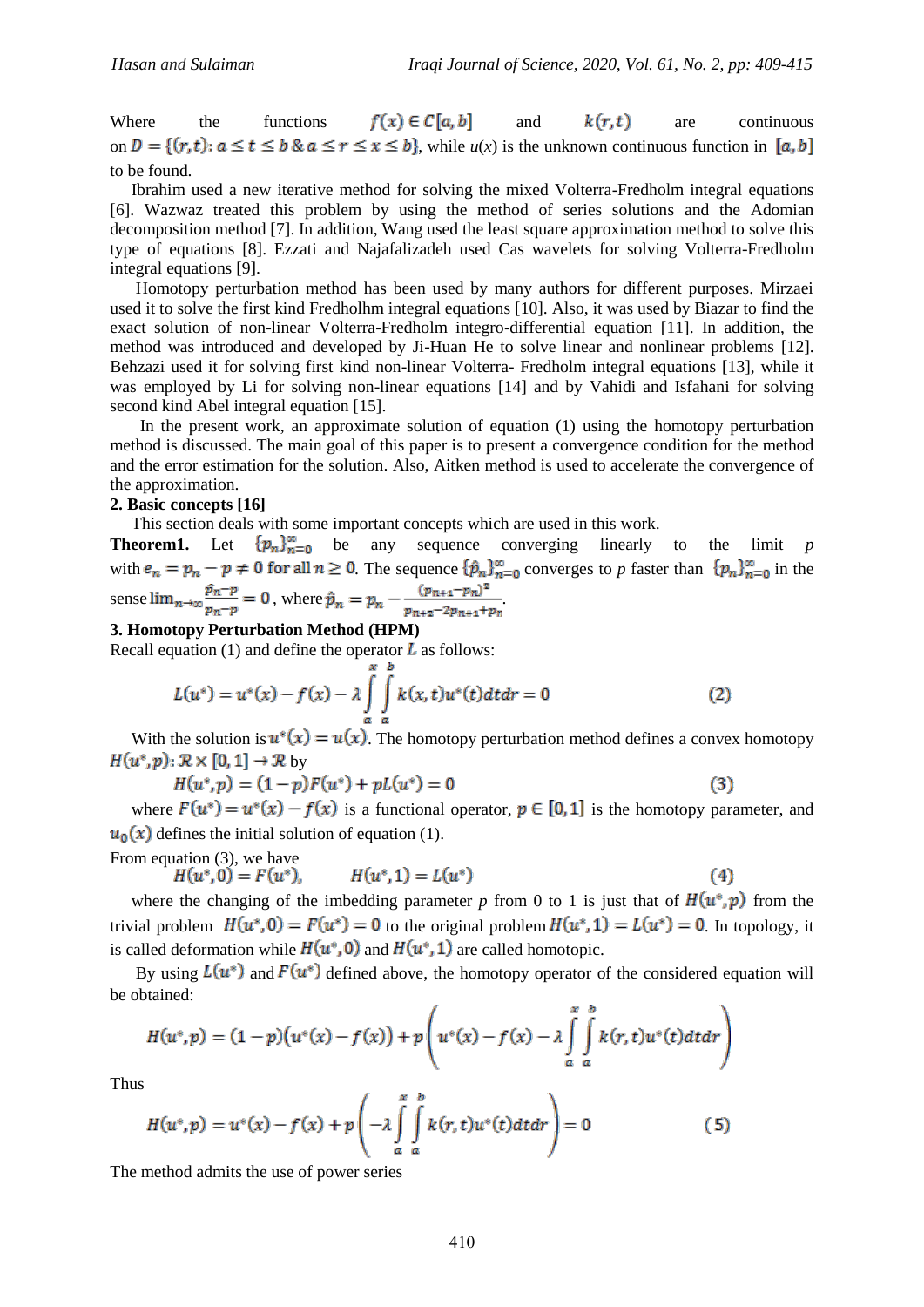Where the functions $f(x) \in C[a,b]$ and $k(r,t)$ are continuous on $D = \{(r,t): a \le t \le b \,\&\, a \le r \le x \le b\}$, while $u(x)$ is the unknown continuous function in $[a,b]$ to be found.

Ibrahim used a new iterative method for solving the mixed Volterra-Fredholm integral equations [6]. Wazwaz treated this problem by using the method of series solutions and the Adomian decomposition method [7]. In addition, Wang used the least square approximation method to solve this type of equations [8]. Ezzati and Najafalizadeh used Cas wavelets for solving Volterra-Fredholm integral equations [9].

Homotopy perturbation method has been used by many authors for different purposes. Mirzaei used it to solve the first kind Fredholhm integral equations [10]. Also, it was used by Biazar to find the exact solution of non-linear Volterra-Fredholm integro-differential equation [11]. In addition, the method was introduced and developed by Ji-Huan He to solve linear and nonlinear problems [12]. Behzazi used it for solving first kind non-linear Volterra- Fredholm integral equations [13], while it was employed by Li for solving non-linear equations [14] and by Vahidi and Isfahani for solving second kind Abel integral equation [15].

In the present work, an approximate solution of equation (1) using the homotopy perturbation method is discussed. The main goal of this paper is to present a convergence condition for the method and the error estimation for the solution. Also, Aitken method is used to accelerate the convergence of the approximation.

## 2. Basic concepts [16]

This section deals with some important concepts which are used in this work.

**Theorem1.** Let $\{p_n\}_{n=0}^{\infty}$ be any sequence converging linearly to the limit $p$ with $e_n = p_n - p \neq 0$ for all $n \geq 0$. The sequence $\{\hat{p}_n\}_{n=0}^{\infty}$ converges to $p$ faster than $\{p_n\}_{n=0}^{\infty}$ in the sense $\lim_{n\to\infty} \frac{\hat{p}_n - p}{p_n - p} = 0$, where $\hat{p}_n = p_n - \frac{(p_{n+1}-p_n)^2}{p_{n+2}-2p_{n+1}+p_n}$.

## 3. Homotopy Perturbation Method (HPM)

Recall equation (1) and define the operator $L$ as follows:

$$L(u^*) = u^*(x) - f(x) - \lambda \int_a^x \int_a^b k(x,t) u^*(t)\, dt\, dr = 0 \qquad (2)$$

With the solution is $u^*(x) = u(x)$. The homotopy perturbation method defines a convex homotopy $H(u^*, p): \mathcal{R} \times [0,1] \to \mathcal{R}$ by

$$H(u^*, p) = (1-p)F(u^*) + pL(u^*) = 0 \qquad (3)$$

where $F(u^*) = u^*(x) - f(x)$ is a functional operator, $p \in [0,1]$ is the homotopy parameter, and $u_0(x)$ defines the initial solution of equation (1).

From equation (3), we have

$$H(u^*, 0) = F(u^*), \qquad H(u^*, 1) = L(u^*) \qquad (4)$$

where the changing of the imbedding parameter $p$ from 0 to 1 is just that of $H(u^*, p)$ from the trivial problem $H(u^*, 0) = F(u^*) = 0$ to the original problem $H(u^*, 1) = L(u^*) = 0$. In topology, it is called deformation while $H(u^*, 0)$ and $H(u^*, 1)$ are called homotopic.

By using $L(u^*)$ and $F(u^*)$ defined above, the homotopy operator of the considered equation will be obtained:

$$H(u^*, p) = (1-p)\big(u^*(x) - f(x)\big) + p\left(u^*(x) - f(x) - \lambda \int_a^x \int_a^b k(r,t) u^*(t)\, dt\, dr\right)$$

Thus

$$H(u^*, p) = u^*(x) - f(x) + p\left(-\lambda \int_a^x \int_a^b k(r,t) u^*(t)\, dt\, dr\right) = 0 \qquad (5)$$

The method admits the use of power series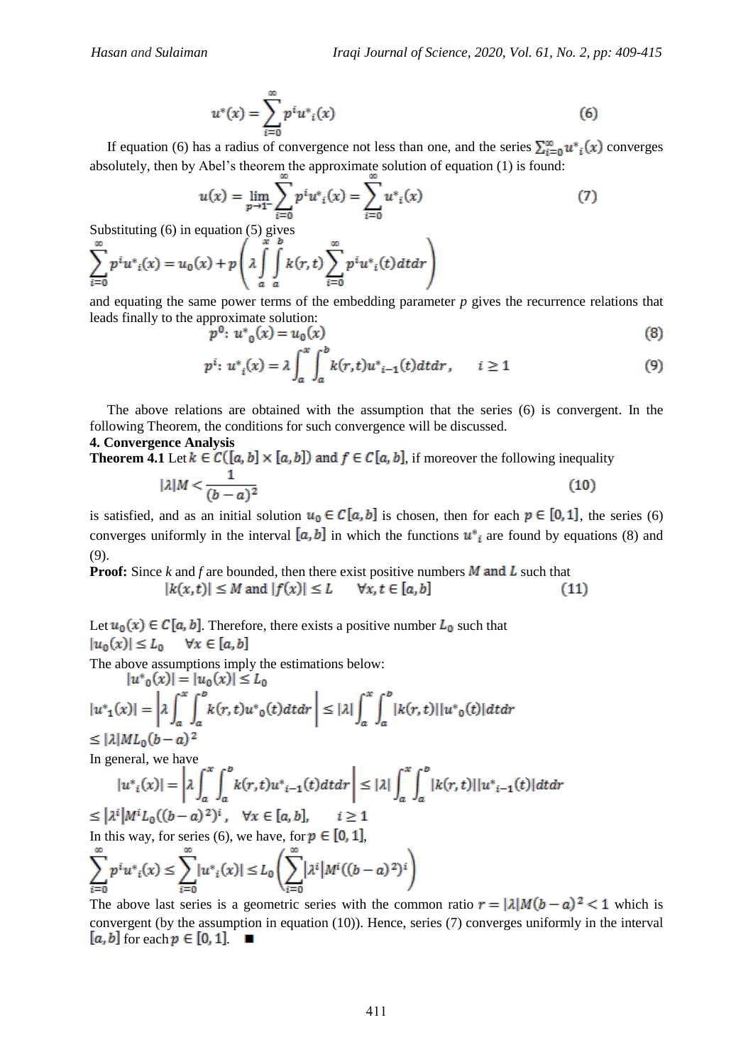$$u^*(x) = \sum_{i=0}^{\infty} p^i u^*_i(x) \qquad (6)$$

If equation (6) has a radius of convergence not less than one, and the series $\sum_{i=0}^{\infty} u^*_i(x)$ converges absolutely, then by Abel's theorem the approximate solution of equation (1) is found:

$$u(x) = \lim_{p \to 1^-} \sum_{i=0}^{\infty} p^i u^*_i(x) = \sum_{i=0}^{\infty} u^*_i(x) \qquad (7)$$

Substituting (6) in equation (5) gives

$$\sum_{i=0}^{\infty} p^i u^*_i(x) = u_0(x) + p\left(\lambda \int_a^x \int_a^b k(r,t) \sum_{i=0}^{\infty} p^i u^*_i(t) dt dr\right)$$

and equating the same power terms of the embedding parameter *p* gives the recurrence relations that leads finally to the approximate solution:

$$p^0: \ u^*_0(x) = u_0(x) \qquad (8)$$

$$p^i: \ u^*_i(x) = \lambda \int_a^x \int_a^b k(r,t) u^*_{i-1}(t) dt dr, \qquad i \geq 1 \qquad (9)$$

The above relations are obtained with the assumption that the series (6) is convergent. In the following Theorem, the conditions for such convergence will be discussed.

## 4. Convergence Analysis

**Theorem 4.1** Let $k \in C([a,b] \times [a,b])$ and $f \in C[a,b]$, if moreover the following inequality

$$|\lambda| M < \frac{1}{(b-a)^2} \qquad (10)$$

is satisfied, and as an initial solution $u_0 \in C[a,b]$ is chosen, then for each $p \in [0,1]$, the series (6) converges uniformly in the interval $[a,b]$ in which the functions $u^*_i$ are found by equations (8) and (9).

**Proof:** Since *k* and *f* are bounded, then there exist positive numbers $M$ and $L$ such that

$$|k(x,t)| \leq M \text{ and } |f(x)| \leq L \qquad \forall x,t \in [a,b] \qquad (11)$$

Let $u_0(x) \in C[a,b]$. Therefore, there exists a positive number $L_0$ such that

$|u_0(x)| \leq L_0 \quad \forall x \in [a,b]$

The above assumptions imply the estimations below:

$$|u^*_0(x)| = |u_0(x)| \leq L_0$$

$$|u^*_1(x)| = \left|\lambda \int_a^x \int_a^b k(r,t) u^*_0(t) dt dr\right| \leq |\lambda| \int_a^x \int_a^b |k(r,t)||u^*_0(t)| dt dr$$

$$\leq |\lambda| M L_0 (b-a)^2$$

In general, we have

$$|u^*_i(x)| = \left|\lambda \int_a^x \int_a^b k(r,t) u^*_{i-1}(t) dt dr\right| \leq |\lambda| \int_a^x \int_a^b |k(r,t)||u^*_{i-1}(t)| dt dr$$

$$\leq |\lambda^i| M^i L_0 ((b-a)^2)^i, \quad \forall x \in [a,b], \qquad i \geq 1$$

In this way, for series (6), we have, for $p \in [0,1]$,

$$\sum_{i=0}^{\infty} p^i u^*_i(x) \leq \sum_{i=0}^{\infty} |u^*_i(x)| \leq L_0 \left(\sum_{i=0}^{\infty} |\lambda^i| M^i ((b-a)^2)^i\right)$$

The above last series is a geometric series with the common ratio $r = |\lambda| M (b-a)^2 < 1$ which is convergent (by the assumption in equation (10)). Hence, series (7) converges uniformly in the interval $[a,b]$ for each $p \in [0,1]$. ∎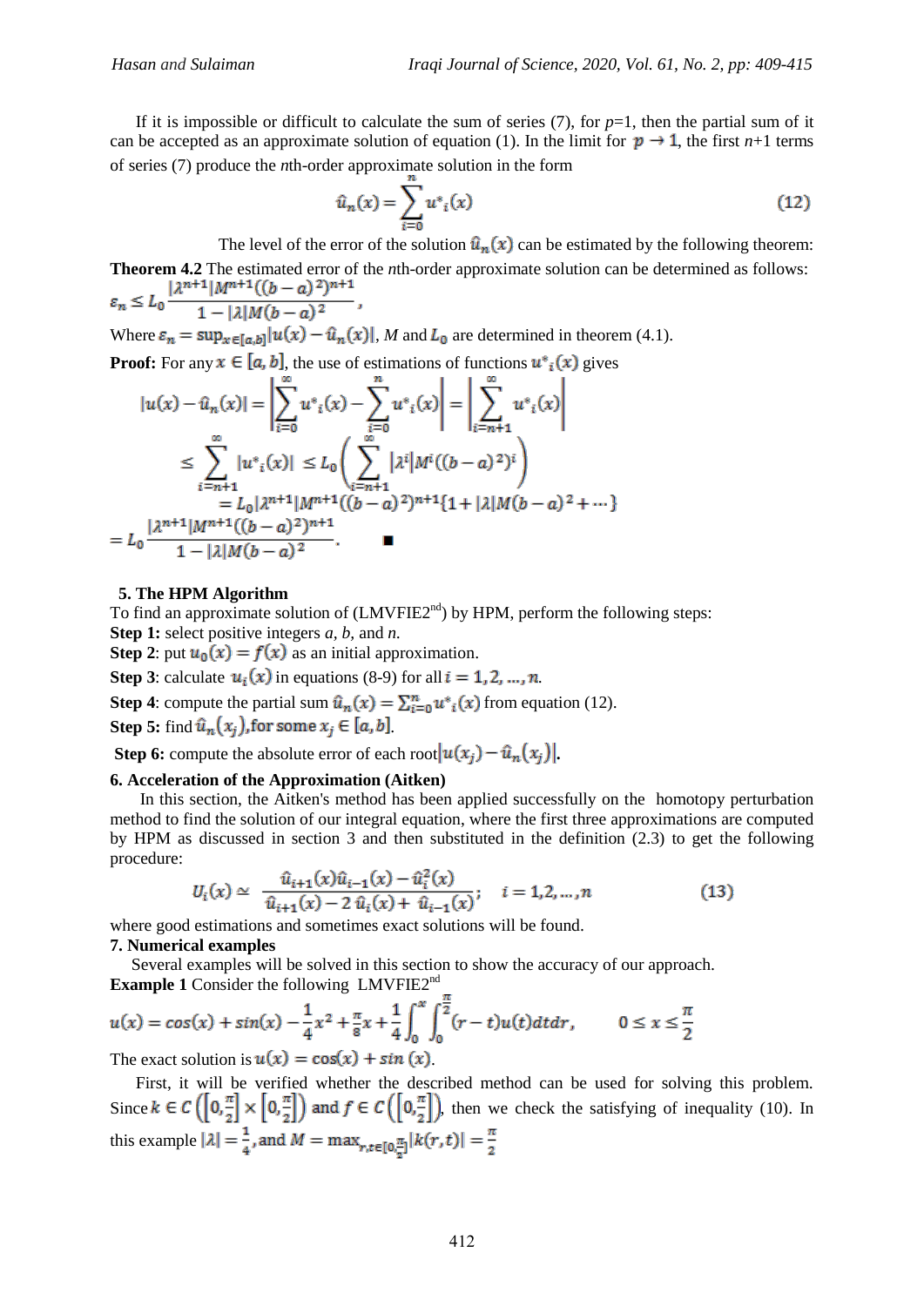If it is impossible or difficult to calculate the sum of series (7), for $p$=1, then the partial sum of it can be accepted as an approximate solution of equation (1). In the limit for $p \to 1$, the first $n$+1 terms of series (7) produce the $n$th-order approximate solution in the form

$$\hat{u}_n(x) = \sum_{i=0}^{n} u^*_i(x) \tag{12}$$

The level of the error of the solution $\hat{u}_n(x)$ can be estimated by the following theorem:

**Theorem 4.2** The estimated error of the $n$th-order approximate solution can be determined as follows:

$$\varepsilon_n \le L_0 \frac{|\lambda^{n+1}| M^{n+1}((b-a)^2)^{n+1}}{1 - |\lambda| M(b-a)^2},$$

Where $\varepsilon_n = \sup_{x\in[a,b]}|u(x) - \hat{u}_n(x)|$, $M$ and $L_0$ are determined in theorem (4.1).

**Proof:** For any $x \in [a,b]$, the use of estimations of functions $u^*_i(x)$ gives

$$|u(x) - \hat{u}_n(x)| = \left|\sum_{i=0}^{\infty} u^*_i(x) - \sum_{i=0}^{n} u^*_i(x)\right| = \left|\sum_{i=n+1}^{\infty} u^*_i(x)\right|$$

$$\le \sum_{i=n+1}^{\infty} |u^*_i(x)| \le L_0 \left(\sum_{i=n+1}^{\infty} |\lambda^i| M^i((b-a)^2)^i\right)$$

$$= L_0 |\lambda^{n+1}| M^{n+1}((b-a)^2)^{n+1}\{1 + |\lambda| M(b-a)^2 + \cdots\}$$

$$= L_0 \frac{|\lambda^{n+1}| M^{n+1}((b-a)^2)^{n+1}}{1 - |\lambda| M(b-a)^2}. \qquad \blacksquare$$

## 5. The HPM Algorithm

To find an approximate solution of (LMVFIE2[nd]) by HPM, perform the following steps:

**Step 1:** select positive integers $a$, $b$, and $n$.

**Step 2**: put $u_0(x) = f(x)$ as an initial approximation.

**Step 3**: calculate $u_i(x)$ in equations (8-9) for all $i = 1, 2, \dots, n$.

**Step 4**: compute the partial sum $\hat{u}_n(x) = \sum_{i=0}^{n} u^*_i(x)$ from equation (12).

**Step 5:** find $\hat{u}_n(x_j)$, for some $x_j \in [a,b]$.

**Step 6:** compute the absolute error of each root $|u(x_j) - \hat{u}_n(x_j)|$.

## 6. Acceleration of the Approximation (Aitken)

In this section, the Aitken's method has been applied successfully on the homotopy perturbation method to find the solution of our integral equation, where the first three approximations are computed by HPM as discussed in section 3 and then substituted in the definition (2.3) to get the following procedure:

$$U_i(x) \simeq \frac{\hat{u}_{i+1}(x)\hat{u}_{i-1}(x) - \hat{u}_i^2(x)}{\hat{u}_{i+1}(x) - 2\,\hat{u}_i(x) + \hat{u}_{i-1}(x)}; \quad i = 1, 2, \dots, n \tag{13}$$

where good estimations and sometimes exact solutions will be found.

## 7. Numerical examples

Several examples will be solved in this section to show the accuracy of our approach.

**Example 1** Consider the following LMVFIE2[nd]

$$u(x) = \cos(x) + \sin(x) - \frac{1}{4}x^2 + \frac{\pi}{8}x + \frac{1}{4}\int_0^x \int_0^{\frac{\pi}{2}} (r - t)u(t)\,dt\,dr, \qquad 0 \le x \le \frac{\pi}{2}$$

The exact solution is $u(x) = \cos(x) + \sin(x)$.

First, it will be verified whether the described method can be used for solving this problem. Since $k \in C\left(\left[0, \frac{\pi}{2}\right] \times \left[0, \frac{\pi}{2}\right]\right)$ and $f \in C\left(\left[0, \frac{\pi}{2}\right]\right)$, then we check the satisfying of inequality (10). In this example $|\lambda| = \frac{1}{4}$, and $M = \max_{r,t\in[0,\frac{\pi}{2}]}|k(r,t)| = \frac{\pi}{2}$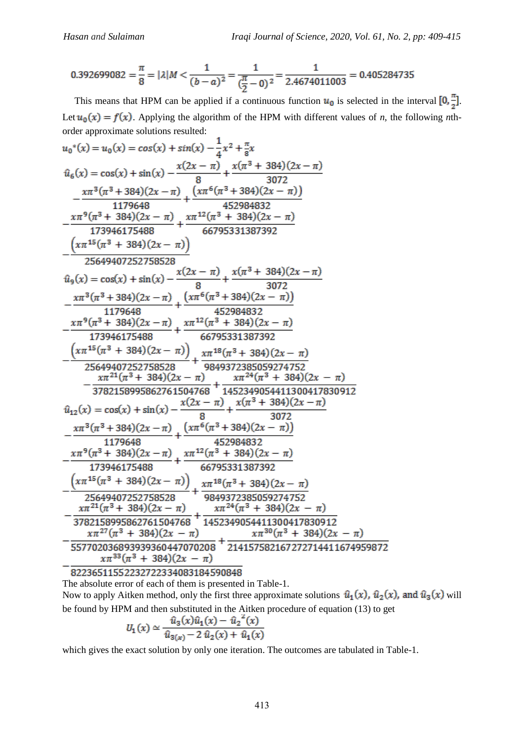$$0.392699082 = \frac{\pi}{8} = |\lambda|M < \frac{1}{(b-a)^2} = \frac{1}{(\frac{\pi}{2}-0)^2} = \frac{1}{2.4674011003} = 0.405284735$$

This means that HPM can be applied if a continuous function $u_0$ is selected in the interval $[0, \frac{\pi}{2}]$. Let $u_0(x) = f(x)$. Applying the algorithm of the HPM with different values of *n*, the following *n*th-order approximate solutions resulted:

$$u_0^*(x) = u_0(x) = cos(x) + sin(x) - \frac{1}{4}x^2 + \frac{\pi}{8}x$$

$$\begin{aligned}
\hat{u}_6(x) = {} & \cos(x) + \sin(x) - \frac{x(2x-\pi)}{8} + \frac{x(\pi^3+384)(2x-\pi)}{3072} \\
& - \frac{x\pi^3(\pi^3+384)(2x-\pi)}{1179648} + \frac{(x\pi^6(\pi^3+384)(2x-\pi))}{452984832} \\
& - \frac{x\pi^9(\pi^3+384)(2x-\pi)}{173946175488} + \frac{x\pi^{12}(\pi^3+384)(2x-\pi)}{66795331387392} \\
& - \frac{(x\pi^{15}(\pi^3+384)(2x-\pi))}{25649407252758528}
\end{aligned}$$

$$\begin{aligned}
\hat{u}_9(x) = {} & \cos(x) + \sin(x) - \frac{x(2x-\pi)}{8} + \frac{x(\pi^3+384)(2x-\pi)}{3072} \\
& - \frac{x\pi^3(\pi^3+384)(2x-\pi)}{1179648} + \frac{(x\pi^6(\pi^3+384)(2x-\pi))}{452984832} \\
& - \frac{x\pi^9(\pi^3+384)(2x-\pi)}{173946175488} + \frac{x\pi^{12}(\pi^3+384)(2x-\pi)}{66795331387392} \\
& - \frac{(x\pi^{15}(\pi^3+384)(2x-\pi))}{25649407252758528} + \frac{x\pi^{18}(\pi^3+384)(2x-\pi)}{9849372385059274752} \\
& - \frac{x\pi^{21}(\pi^3+384)(2x-\pi)}{3782158995862761504768} + \frac{x\pi^{24}(\pi^3+384)(2x-\pi)}{1452349054411300417830912}
\end{aligned}$$

$$\begin{aligned}
\hat{u}_{12}(x) = {} & \cos(x) + \sin(x) - \frac{x(2x-\pi)}{8} + \frac{x(\pi^3+384)(2x-\pi)}{3072} \\
& - \frac{x\pi^3(\pi^3+384)(2x-\pi)}{1179648} + \frac{(x\pi^6(\pi^3+384)(2x-\pi))}{452984832} \\
& - \frac{x\pi^9(\pi^3+384)(2x-\pi)}{173946175488} + \frac{x\pi^{12}(\pi^3+384)(2x-\pi)}{66795331387392} \\
& - \frac{(x\pi^{15}(\pi^3+384)(2x-\pi))}{25649407252758528} + \frac{x\pi^{18}(\pi^3+384)(2x-\pi)}{9849372385059274752} \\
& - \frac{x\pi^{21}(\pi^3+384)(2x-\pi)}{3782158995862761504768} + \frac{x\pi^{24}(\pi^3+384)(2x-\pi)}{1452349054411300417830912} \\
& - \frac{x\pi^{27}(\pi^3+384)(2x-\pi)}{557702036893939360447070208} + \frac{x\pi^{30}(\pi^3+384)(2x-\pi)}{214157582167272714411674959872} \\
& - \frac{x\pi^{33}(\pi^3+384)(2x-\pi)}{82236511552232722334083184590848}
\end{aligned}$$

The absolute error of each of them is presented in Table-1.

Now to apply Aitken method, only the first three approximate solutions $\hat{u}_1(x)$, $\hat{u}_2(x)$, and $\hat{u}_3(x)$ will be found by HPM and then substituted in the Aitken procedure of equation (13) to get

$$U_1(x) \simeq \frac{\hat{u}_3(x)\hat{u}_1(x) - \hat{u}_2^{\,2}(x)}{\hat{u}_{3(x)} - 2\,\hat{u}_2(x) + \hat{u}_1(x)}$$

which gives the exact solution by only one iteration. The outcomes are tabulated in Table-1.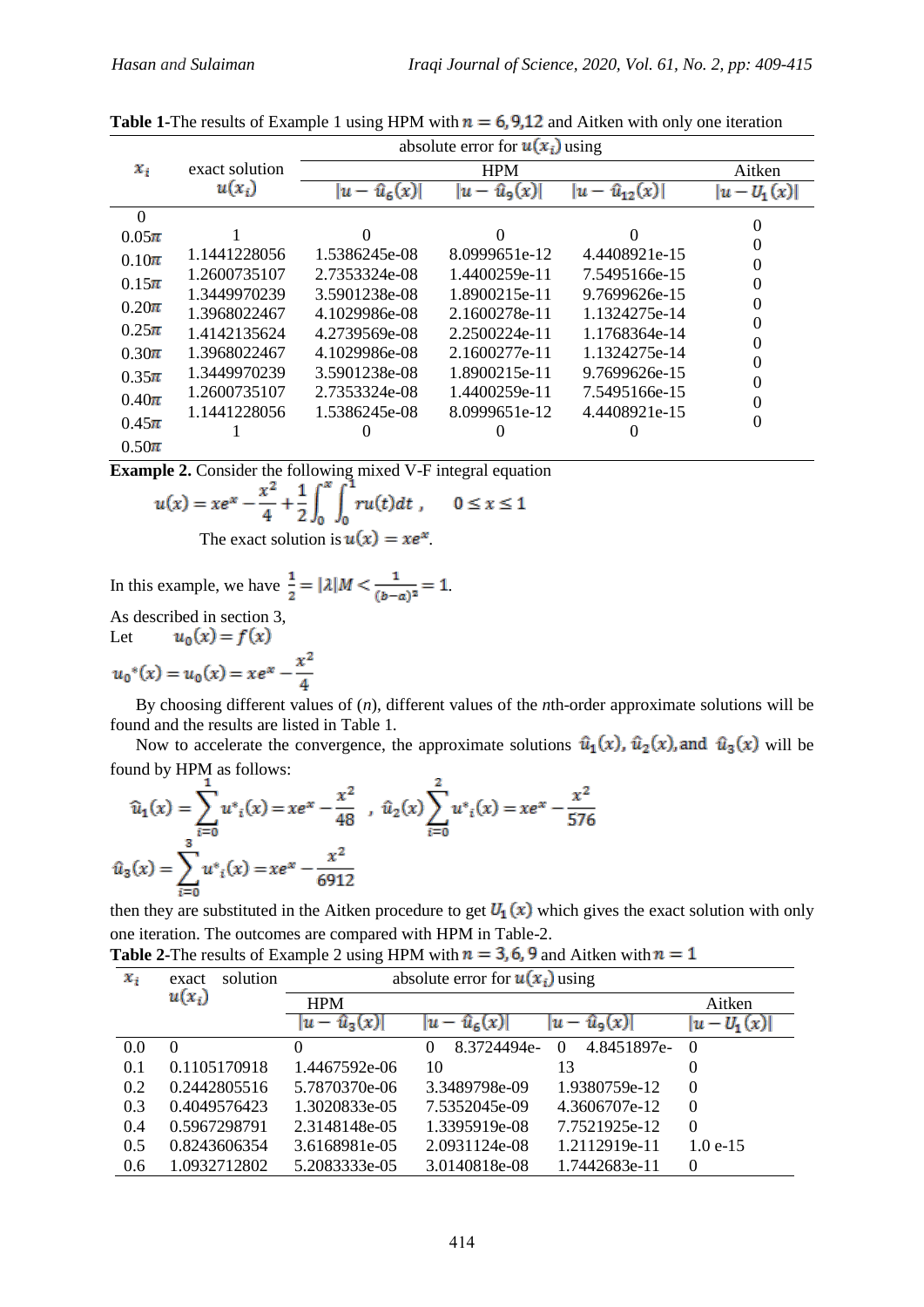**Table 1**-The results of Example 1 using HPM with $n = 6, 9, 12$ and Aitken with only one iteration

| $x_i$ | exact solution $u(x_i)$ | absolute error for $u(x_i)$ using | | | |
|---|---|---|---|---|---|
| | | HPM | | | Aitken |
| | | $\lvert u - \hat{u}_6(x)\rvert$ | $\lvert u - \hat{u}_9(x)\rvert$ | $\lvert u - \hat{u}_{12}(x)\rvert$ | $\lvert u - U_1(x)\rvert$ |
| 0 | 1 | 0 | 0 | 0 | 0 |
| $0.05\pi$ | 1.1441228056 | 1.5386245e-08 | 8.0999651e-12 | 4.4408921e-15 | 0 |
| $0.10\pi$ | 1.2600735107 | 2.7353324e-08 | 1.4400259e-11 | 7.5495166e-15 | 0 |
| $0.15\pi$ | 1.3449970239 | 3.5901238e-08 | 1.8900215e-11 | 9.7699626e-15 | 0 |
| $0.20\pi$ | 1.3968022467 | 4.1029986e-08 | 2.1600278e-11 | 1.1324275e-14 | 0 |
| $0.25\pi$ | 1.4142135624 | 4.2739569e-08 | 2.2500224e-11 | 1.1768364e-14 | 0 |
| $0.30\pi$ | 1.3968022467 | 4.1029986e-08 | 2.1600277e-11 | 1.1324275e-14 | 0 |
| $0.35\pi$ | 1.3449970239 | 3.5901238e-08 | 1.8900215e-11 | 9.7699626e-15 | 0 |
| $0.40\pi$ | 1.2600735107 | 2.7353324e-08 | 1.4400259e-11 | 7.5495166e-15 | 0 |
| $0.45\pi$ | 1.1441228056 | 1.5386245e-08 | 8.0999651e-12 | 4.4408921e-15 | 0 |
| $0.50\pi$ | 1 | 0 | 0 | 0 | 0 |

**Example 2.** Consider the following mixed V-F integral equation

$$u(x) = xe^x - \frac{x^2}{4} + \frac{1}{2}\int_0^x \int_0^1 r u(t)dt \,, \qquad 0 \le x \le 1$$

The exact solution is $u(x) = xe^x$.

In this example, we have $\frac{1}{2} = |\lambda| M < \frac{1}{(b-a)^2} = 1$.

As described in section 3,

Let $\quad u_0(x) = f(x)$

$$u_0^*(x) = u_0(x) = xe^x - \frac{x^2}{4}$$

By choosing different values of ($n$), different values of the $n$th-order approximate solutions will be found and the results are listed in Table 1.

Now to accelerate the convergence, the approximate solutions $\hat{u}_1(x)$, $\hat{u}_2(x)$, and $\hat{u}_3(x)$ will be found by HPM as follows:

$$\hat{u}_1(x) = \sum_{i=0}^{1} u^*_i(x) = xe^x - \frac{x^2}{48} \quad , \ \hat{u}_2(x) \sum_{i=0}^{2} u^*_i(x) = xe^x - \frac{x^2}{576}$$

$$\hat{u}_3(x) = \sum_{i=0}^{3} u^*_i(x) = xe^x - \frac{x^2}{6912}$$

then they are substituted in the Aitken procedure to get $U_1(x)$ which gives the exact solution with only one iteration. The outcomes are compared with HPM in Table-2.

**Table 2**-The results of Example 2 using HPM with $n = 3, 6, 9$ and Aitken with $n = 1$

| $x_i$ | exact solution $u(x_i)$ | absolute error for $u(x_i)$ using | | | |
|---|---|---|---|---|---|
| | | HPM | | | Aitken |
| | | $\lvert u - \hat{u}_3(x)\rvert$ | $\lvert u - \hat{u}_6(x)\rvert$ | $\lvert u - \hat{u}_9(x)\rvert$ | $\lvert u - U_1(x)\rvert$ |
| 0.0 | 0 | 0 | 0 | 0 | 0 |
| 0.1 | 0.1105170918 | 1.4467592e-06 | 8.3724494e-10 | 4.8451897e-13 | 0 |
| 0.2 | 0.2442805516 | 5.7870370e-06 | 3.3489798e-09 | 1.9380759e-12 | 0 |
| 0.3 | 0.4049576423 | 1.3020833e-05 | 7.5352045e-09 | 4.3606707e-12 | 0 |
| 0.4 | 0.5967298791 | 2.3148148e-05 | 1.3395919e-08 | 7.7521925e-12 | 0 |
| 0.5 | 0.8243606354 | 3.6168981e-05 | 2.0931124e-08 | 1.2112919e-11 | 1.0 e-15 |
| 0.6 | 1.0932712802 | 5.2083333e-05 | 3.0140818e-08 | 1.7442683e-11 | 0 |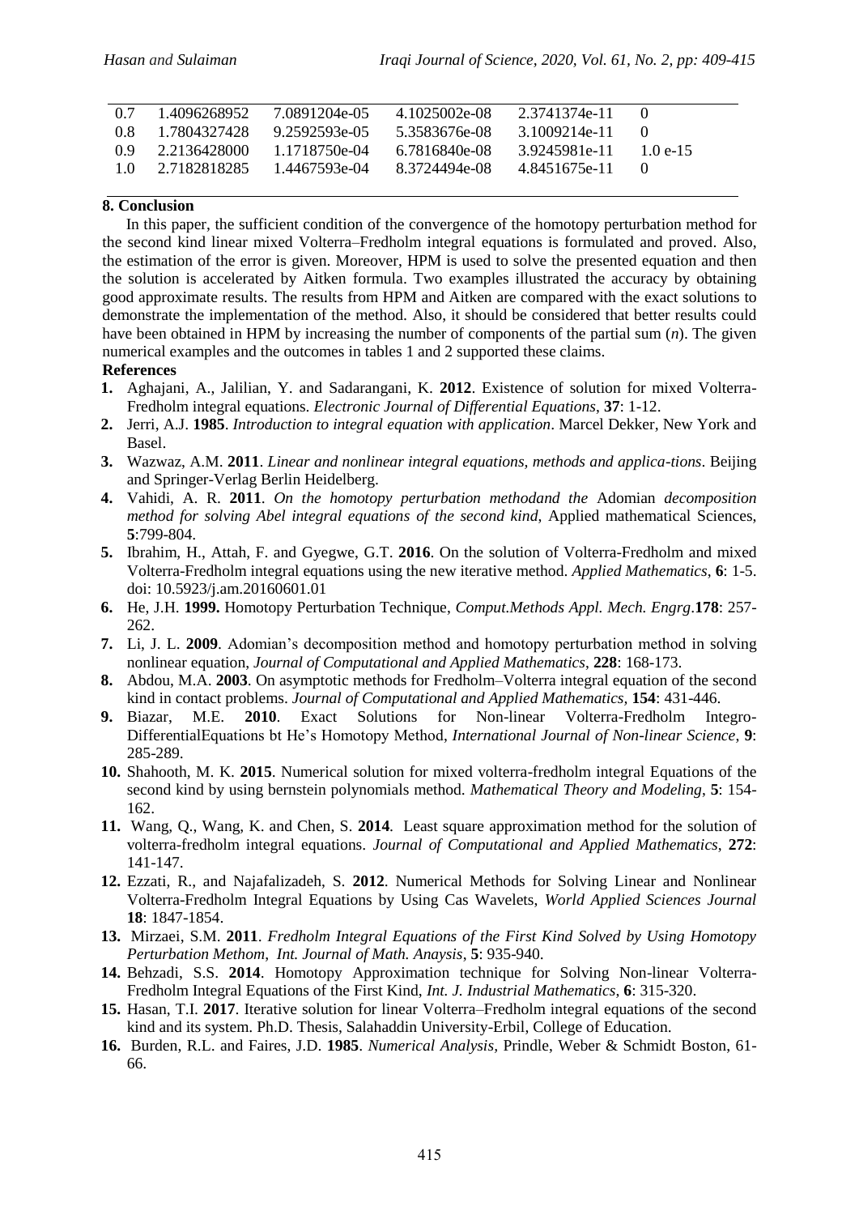| | | | | | |
|---|---|---|---|---|---|
| 0.7 | 1.4096268952 | 7.0891204e-05 | 4.1025002e-08 | 2.3741374e-11 | 0 |
| 0.8 | 1.7804327428 | 9.2592593e-05 | 5.3583676e-08 | 3.1009214e-11 | 0 |
| 0.9 | 2.2136428000 | 1.1718750e-04 | 6.7816840e-08 | 3.9245981e-11 | 1.0 e-15 |
| 1.0 | 2.7182818285 | 1.4467593e-04 | 8.3724494e-08 | 4.8451675e-11 | 0 |

## 8. Conclusion

In this paper, the sufficient condition of the convergence of the homotopy perturbation method for the second kind linear mixed Volterra–Fredholm integral equations is formulated and proved. Also, the estimation of the error is given. Moreover, HPM is used to solve the presented equation and then the solution is accelerated by Aitken formula. Two examples illustrated the accuracy by obtaining good approximate results. The results from HPM and Aitken are compared with the exact solutions to demonstrate the implementation of the method. Also, it should be considered that better results could have been obtained in HPM by increasing the number of components of the partial sum ($n$). The given numerical examples and the outcomes in tables 1 and 2 supported these claims.

## References

1. Aghajani, A., Jalilian, Y. and Sadarangani, K. **2012**. Existence of solution for mixed Volterra-Fredholm integral equations. *Electronic Journal of Differential Equations*, **37**: 1-12.
2. Jerri, A.J. **1985**. *Introduction to integral equation with application*. Marcel Dekker, New York and Basel.
3. Wazwaz, A.M. **2011**. *Linear and nonlinear integral equations, methods and applica-tions*. Beijing and Springer-Verlag Berlin Heidelberg.
4. Vahidi, A. R. **2011**. *On the homotopy perturbation methodand the* Adomian *decomposition method for solving Abel integral equations of the second kind*, Applied mathematical Sciences, **5**:799-804.
5. Ibrahim, H., Attah, F. and Gyegwe, G.T. **2016**. On the solution of Volterra-Fredholm and mixed Volterra-Fredholm integral equations using the new iterative method. *Applied Mathematics*, **6**: 1-5. doi: 10.5923/j.am.20160601.01
6. He, J.H. **1999.** Homotopy Perturbation Technique, *Comput.Methods Appl. Mech. Engrg*.**178**: 257-262.
7. Li, J. L. **2009**. Adomian's decomposition method and homotopy perturbation method in solving nonlinear equation, *Journal of Computational and Applied Mathematics*, **228**: 168-173.
8. Abdou, M.A. **2003**. On asymptotic methods for Fredholm–Volterra integral equation of the second kind in contact problems. *Journal of Computational and Applied Mathematics*, **154**: 431-446.
9. Biazar, M.E. **2010**. Exact Solutions for Non-linear Volterra-Fredholm Integro-DifferentialEquations bt He's Homotopy Method, *International Journal of Non-linear Science*, **9**: 285-289.
10. Shahooth, M. K. **2015**. Numerical solution for mixed volterra-fredholm integral Equations of the second kind by using bernstein polynomials method. *Mathematical Theory and Modeling*, **5**: 154-162.
11. Wang, Q., Wang, K. and Chen, S. **2014**. Least square approximation method for the solution of volterra-fredholm integral equations. *Journal of Computational and Applied Mathematics*, **272**: 141-147.
12. Ezzati, R., and Najafalizadeh, S. **2012**. Numerical Methods for Solving Linear and Nonlinear Volterra-Fredholm Integral Equations by Using Cas Wavelets, *World Applied Sciences Journal* **18**: 1847-1854.
13. Mirzaei, S.M. **2011**. *Fredholm Integral Equations of the First Kind Solved by Using Homotopy Perturbation Methom*, *Int. Journal of Math. Anaysis*, **5**: 935-940.
14. Behzadi, S.S. **2014**. Homotopy Approximation technique for Solving Non-linear Volterra-Fredholm Integral Equations of the First Kind, *Int. J. Industrial Mathematics*, **6**: 315-320.
15. Hasan, T.I. **2017**. Iterative solution for linear Volterra–Fredholm integral equations of the second kind and its system. Ph.D. Thesis, Salahaddin University-Erbil, College of Education.
16. Burden, R.L. and Faires, J.D. **1985**. *Numerical Analysis*, Prindle, Weber & Schmidt Boston, 61-66.